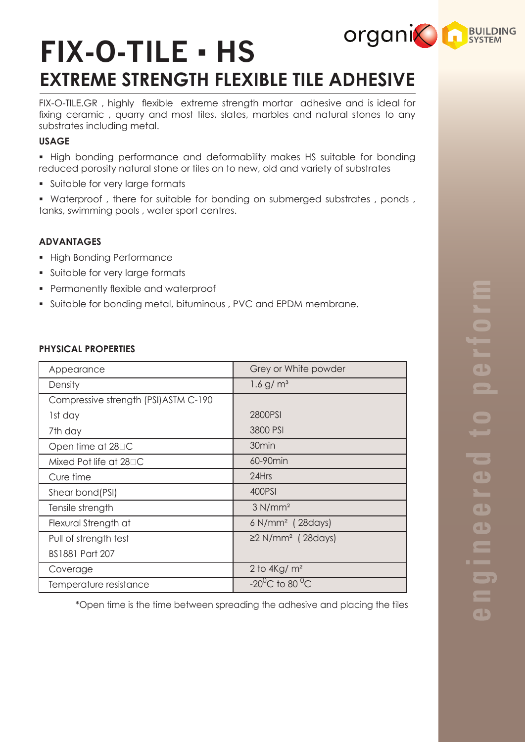# FIX-O-TILE ▪ HS

## EXTREME STRENGTH FLEXIBLE TILE ADHESIVE

FIX-O-TILE.GR , highly flexible extreme strength mortar adhesive and is ideal for fixing ceramic , quarry and most tiles, slates, marbles and natural stones to any substrates including metal.

### USAGE

- High bonding performance and deformability makes HS suitable for bonding reduced porosity natural stone or tiles on to new, old and variety of substrates
- Suitable for very large formats
- Waterproof , there for suitable for bonding on submerged substrates , ponds , tanks, swimming pools , water sport centres.

### ADVANTAGES

- High Bonding Performance
- Suitable for very large formats
- Permanently flexible and waterproof
- Suitable for bonding metal, bituminous , PVC and EPDM membrane.

### PHYSICAL PROPERTIES

| Appearance | Grey or White powder |
|---|---|
| Density | 1.6 g/ m³ |
| Compressive strength (PSI)ASTM C-190 | |
| 1st day | 2800PSI |
| 7th day | 3800 PSI |
| Open time at 28□C | 30min |
| Mixed Pot life at 28□C | 60-90min |
| Cure time | 24Hrs |
| Shear bond(PSI) | 400PSI |
| Tensile strength | 3 N/mm² |
| Flexural Strength at | 6 N/mm² ( 28days) |
| Pull of strength test BS1881 Part 207 | ≥2 N/mm² ( 28days) |
| Coverage | 2 to 4Kg/ m² |
| Temperature resistance | $-20^{0}$C to 80 $^{0}$C |

*Open time is the time between spreading the adhesive and placing the tiles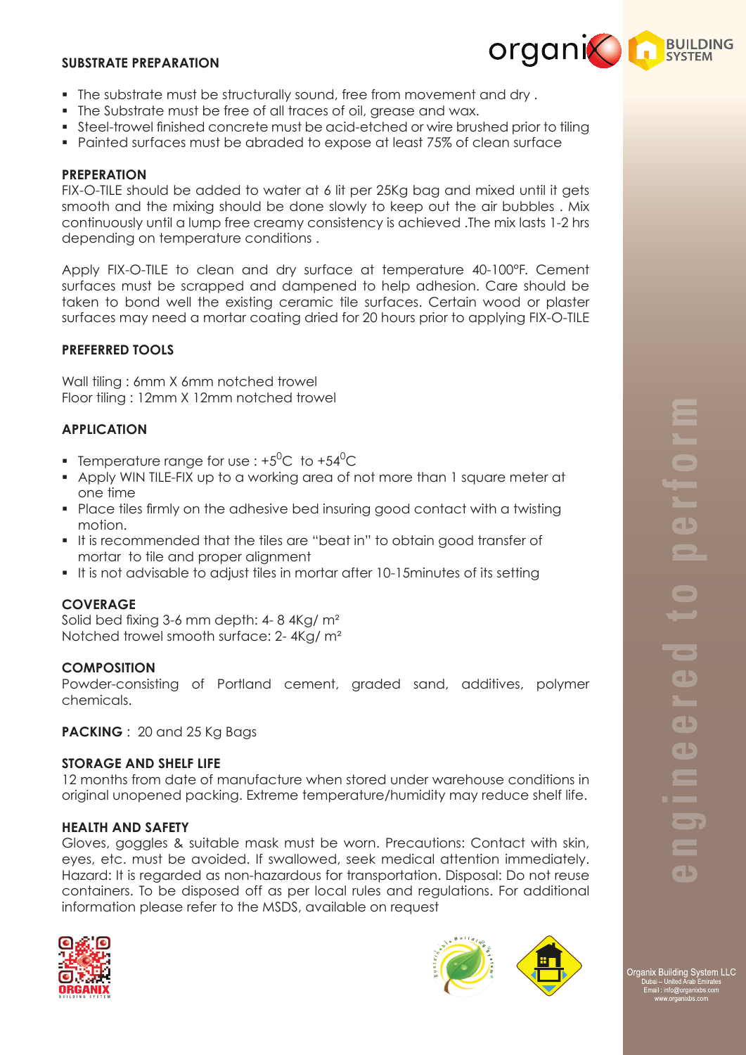## SUBSTRATE PREPARATION

- The substrate must be structurally sound, free from movement and dry .
- The Substrate must be free of all traces of oil, grease and wax.
- Steel-trowel finished concrete must be acid-etched or wire brushed prior to tiling
- Painted surfaces must be abraded to expose at least 75% of clean surface

## PREPERATION

FIX-O-TILE should be added to water at 6 lit per 25Kg bag and mixed until it gets smooth and the mixing should be done slowly to keep out the air bubbles . Mix continuously until a lump free creamy consistency is achieved .The mix lasts 1-2 hrs depending on temperature conditions .

Apply FIX-O-TILE to clean and dry surface at temperature 40-100°F. Cement surfaces must be scrapped and dampened to help adhesion. Care should be taken to bond well the existing ceramic tile surfaces. Certain wood or plaster surfaces may need a mortar coating dried for 20 hours prior to applying FIX-O-TILE

## PREFERRED TOOLS

Wall tiling : 6mm X 6mm notched trowel
Floor tiling : 12mm X 12mm notched trowel

## APPLICATION

- Temperature range for use : $+5^{0}$C to $+54^{0}$C
- Apply WIN TILE-FIX up to a working area of not more than 1 square meter at one time
- Place tiles firmly on the adhesive bed insuring good contact with a twisting motion.
- It is recommended that the tiles are "beat in" to obtain good transfer of mortar to tile and proper alignment
- It is not advisable to adjust tiles in mortar after 10-15minutes of its setting

## COVERAGE

Solid bed fixing 3-6 mm depth: 4- 8 4Kg/ m²
Notched trowel smooth surface: 2- 4Kg/ m²

## COMPOSITION

Powder-consisting of Portland cement, graded sand, additives, polymer chemicals.

**PACKING** : 20 and 25 Kg Bags

## STORAGE AND SHELF LIFE

12 months from date of manufacture when stored under warehouse conditions in original unopened packing. Extreme temperature/humidity may reduce shelf life.

## HEALTH AND SAFETY

Gloves, goggles & suitable mask must be worn. Precautions: Contact with skin, eyes, etc. must be avoided. If swallowed, seek medical attention immediately. Hazard: It is regarded as non-hazardous for transportation. Disposal: Do not reuse containers. To be disposed off as per local rules and regulations. For additional information please refer to the MSDS, available on request

engineered to perform

Organix Building System LLC
Dubai – United Arab Emirates
Email : info@organixbs.com
www.organixbs.com